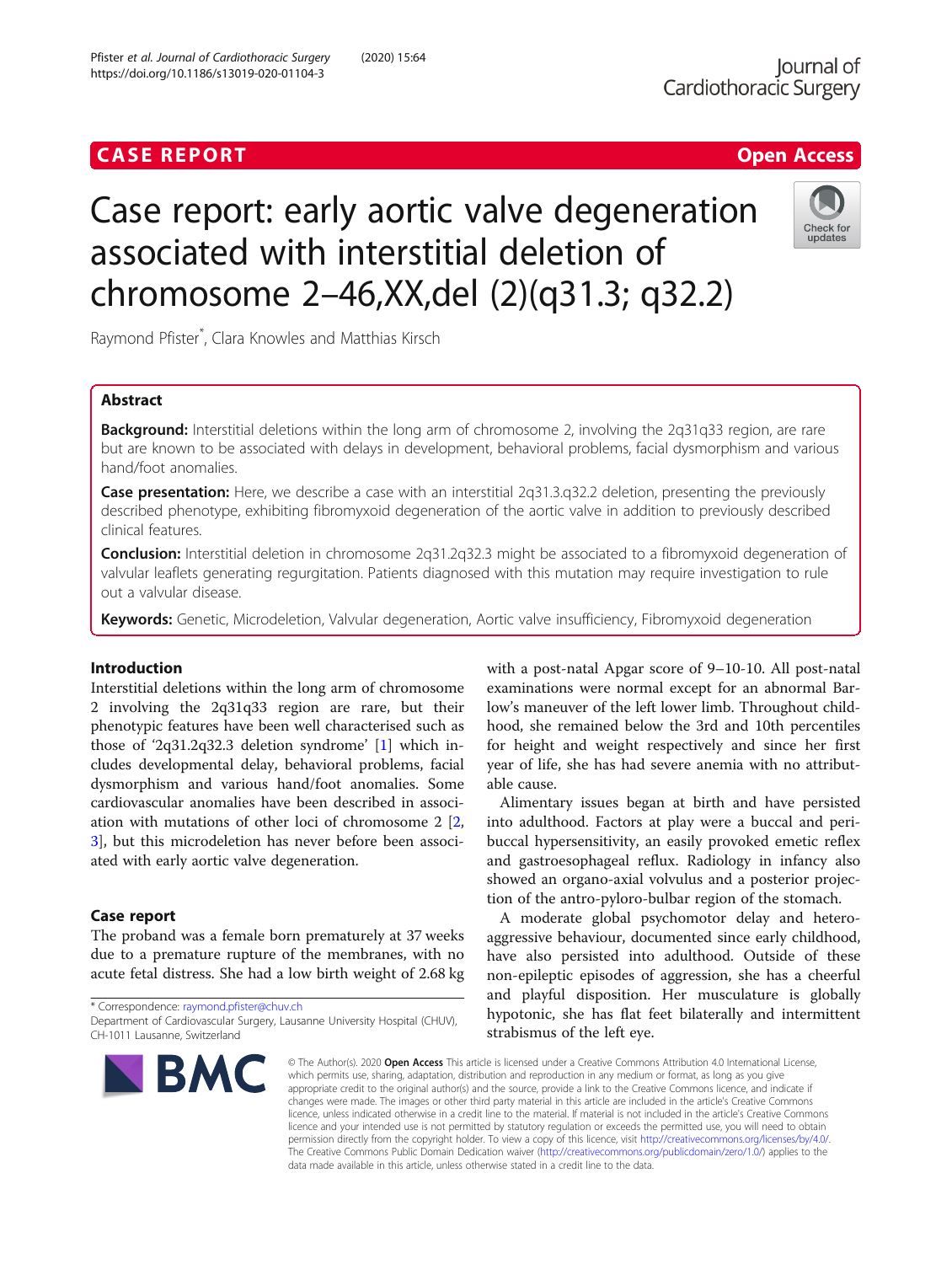CASE REPORT

Open Access

# Case report: early aortic valve degeneration associated with interstitial deletion of chromosome 2–46,XX,del (2)(q31.3; q32.2)

Raymond Pfister*, Clara Knowles and Matthias Kirsch

## Abstract

**Background:** Interstitial deletions within the long arm of chromosome 2, involving the 2q31q33 region, are rare but are known to be associated with delays in development, behavioral problems, facial dysmorphism and various hand/foot anomalies.

**Case presentation:** Here, we describe a case with an interstitial 2q31.3.q32.2 deletion, presenting the previously described phenotype, exhibiting fibromyxoid degeneration of the aortic valve in addition to previously described clinical features.

**Conclusion:** Interstitial deletion in chromosome 2q31.2q32.3 might be associated to a fibromyxoid degeneration of valvular leaflets generating regurgitation. Patients diagnosed with this mutation may require investigation to rule out a valvular disease.

**Keywords:** Genetic, Microdeletion, Valvular degeneration, Aortic valve insufficiency, Fibromyxoid degeneration

## Introduction

Interstitial deletions within the long arm of chromosome 2 involving the 2q31q33 region are rare, but their phenotypic features have been well characterised such as those of '2q31.2q32.3 deletion syndrome' [1] which includes developmental delay, behavioral problems, facial dysmorphism and various hand/foot anomalies. Some cardiovascular anomalies have been described in association with mutations of other loci of chromosome 2 [2, 3], but this microdeletion has never before been associated with early aortic valve degeneration.

## Case report

The proband was a female born prematurely at 37 weeks due to a premature rupture of the membranes, with no acute fetal distress. She had a low birth weight of 2.68 kg with a post-natal Apgar score of 9–10-10. All post-natal examinations were normal except for an abnormal Barlow's maneuver of the left lower limb. Throughout childhood, she remained below the 3rd and 10th percentiles for height and weight respectively and since her first year of life, she has had severe anemia with no attributable cause.

Alimentary issues began at birth and have persisted into adulthood. Factors at play were a buccal and peri-buccal hypersensitivity, an easily provoked emetic reflex and gastroesophageal reflux. Radiology in infancy also showed an organo-axial volvulus and a posterior projection of the antro-pyloro-bulbar region of the stomach.

A moderate global psychomotor delay and hetero-aggressive behaviour, documented since early childhood, have also persisted into adulthood. Outside of these non-epileptic episodes of aggression, she has a cheerful and playful disposition. Her musculature is globally hypotonic, she has flat feet bilaterally and intermittent strabismus of the left eye.

\* Correspondence: raymond.pfister@chuv.ch
Department of Cardiovascular Surgery, Lausanne University Hospital (CHUV), CH-1011 Lausanne, Switzerland

© The Author(s). 2020 **Open Access** This article is licensed under a Creative Commons Attribution 4.0 International License, which permits use, sharing, adaptation, distribution and reproduction in any medium or format, as long as you give appropriate credit to the original author(s) and the source, provide a link to the Creative Commons licence, and indicate if changes were made. The images or other third party material in this article are included in the article's Creative Commons licence, unless indicated otherwise in a credit line to the material. If material is not included in the article's Creative Commons licence and your intended use is not permitted by statutory regulation or exceeds the permitted use, you will need to obtain permission directly from the copyright holder. To view a copy of this licence, visit http://creativecommons.org/licenses/by/4.0/. The Creative Commons Public Domain Dedication waiver (http://creativecommons.org/publicdomain/zero/1.0/) applies to the data made available in this article, unless otherwise stated in a credit line to the data.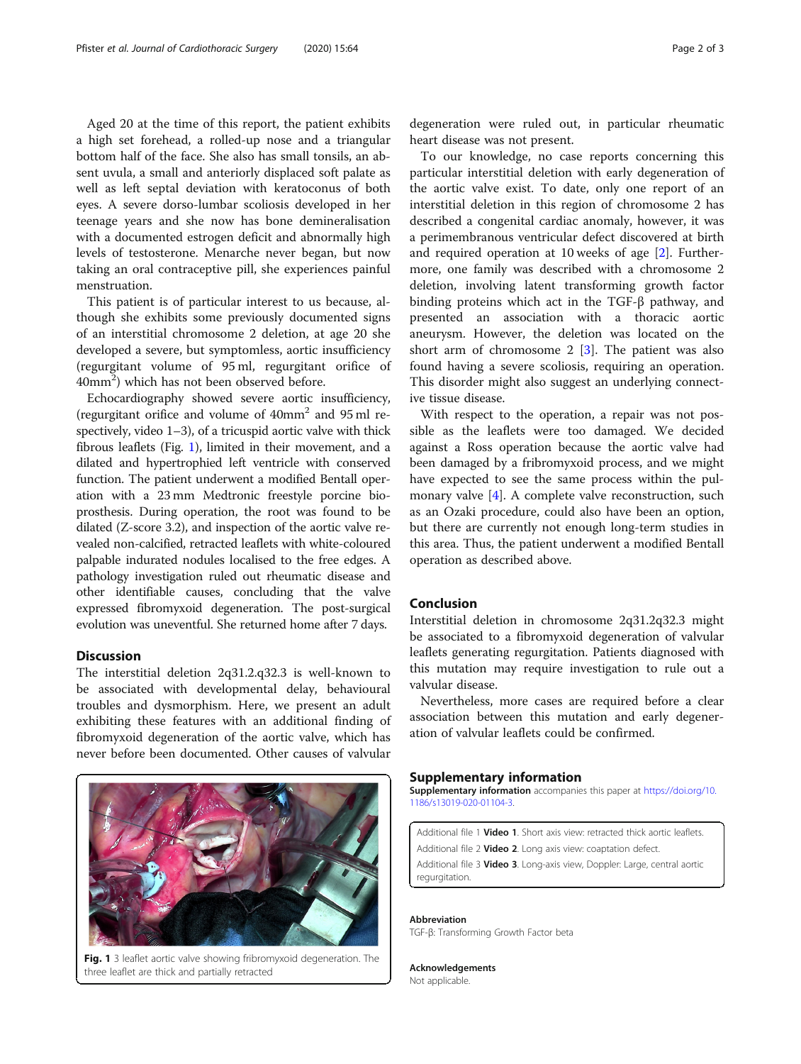Aged 20 at the time of this report, the patient exhibits a high set forehead, a rolled-up nose and a triangular bottom half of the face. She also has small tonsils, an absent uvula, a small and anteriorly displaced soft palate as well as left septal deviation with keratoconus of both eyes. A severe dorso-lumbar scoliosis developed in her teenage years and she now has bone demineralisation with a documented estrogen deficit and abnormally high levels of testosterone. Menarche never began, but now taking an oral contraceptive pill, she experiences painful menstruation.

This patient is of particular interest to us because, although she exhibits some previously documented signs of an interstitial chromosome 2 deletion, at age 20 she developed a severe, but symptomless, aortic insufficiency (regurgitant volume of 95 ml, regurgitant orifice of 40mm$^2$) which has not been observed before.

Echocardiography showed severe aortic insufficiency, (regurgitant orifice and volume of 40mm$^2$ and 95 ml respectively, video 1–3), of a tricuspid aortic valve with thick fibrous leaflets (Fig. 1), limited in their movement, and a dilated and hypertrophied left ventricle with conserved function. The patient underwent a modified Bentall operation with a 23 mm Medtronic freestyle porcine bioprosthesis. During operation, the root was found to be dilated (Z-score 3.2), and inspection of the aortic valve revealed non-calcified, retracted leaflets with white-coloured palpable indurated nodules localised to the free edges. A pathology investigation ruled out rheumatic disease and other identifiable causes, concluding that the valve expressed fibromyxoid degeneration. The post-surgical evolution was uneventful. She returned home after 7 days.

## Discussion

The interstitial deletion 2q31.2.q32.3 is well-known to be associated with developmental delay, behavioural troubles and dysmorphism. Here, we present an adult exhibiting these features with an additional finding of fibromyxoid degeneration of the aortic valve, which has never before been documented. Other causes of valvular degeneration were ruled out, in particular rheumatic heart disease was not present.

To our knowledge, no case reports concerning this particular interstitial deletion with early degeneration of the aortic valve exist. To date, only one report of an interstitial deletion in this region of chromosome 2 has described a congenital cardiac anomaly, however, it was a perimembranous ventricular defect discovered at birth and required operation at 10 weeks of age [2]. Furthermore, one family was described with a chromosome 2 deletion, involving latent transforming growth factor binding proteins which act in the TGF-β pathway, and presented an association with a thoracic aortic aneurysm. However, the deletion was located on the short arm of chromosome 2 [3]. The patient was also found having a severe scoliosis, requiring an operation. This disorder might also suggest an underlying connective tissue disease.

With respect to the operation, a repair was not possible as the leaflets were too damaged. We decided against a Ross operation because the aortic valve had been damaged by a fribromyxoid process, and we might have expected to see the same process within the pulmonary valve [4]. A complete valve reconstruction, such as an Ozaki procedure, could also have been an option, but there are currently not enough long-term studies in this area. Thus, the patient underwent a modified Bentall operation as described above.

**Fig. 1** 3 leaflet aortic valve showing fribromyxoid degeneration. The three leaflet are thick and partially retracted

## Conclusion

Interstitial deletion in chromosome 2q31.2q32.3 might be associated to a fibromyxoid degeneration of valvular leaflets generating regurgitation. Patients diagnosed with this mutation may require investigation to rule out a valvular disease.

Nevertheless, more cases are required before a clear association between this mutation and early degeneration of valvular leaflets could be confirmed.

## Supplementary information

**Supplementary information** accompanies this paper at https://doi.org/10.1186/s13019-020-01104-3.

Additional file 1 **Video 1**. Short axis view: retracted thick aortic leaflets.
Additional file 2 **Video 2**. Long axis view: coaptation defect.
Additional file 3 **Video 3**. Long-axis view, Doppler: Large, central aortic regurgitation.

#### Abbreviation

TGF-β: Transforming Growth Factor beta

#### Acknowledgements

Not applicable.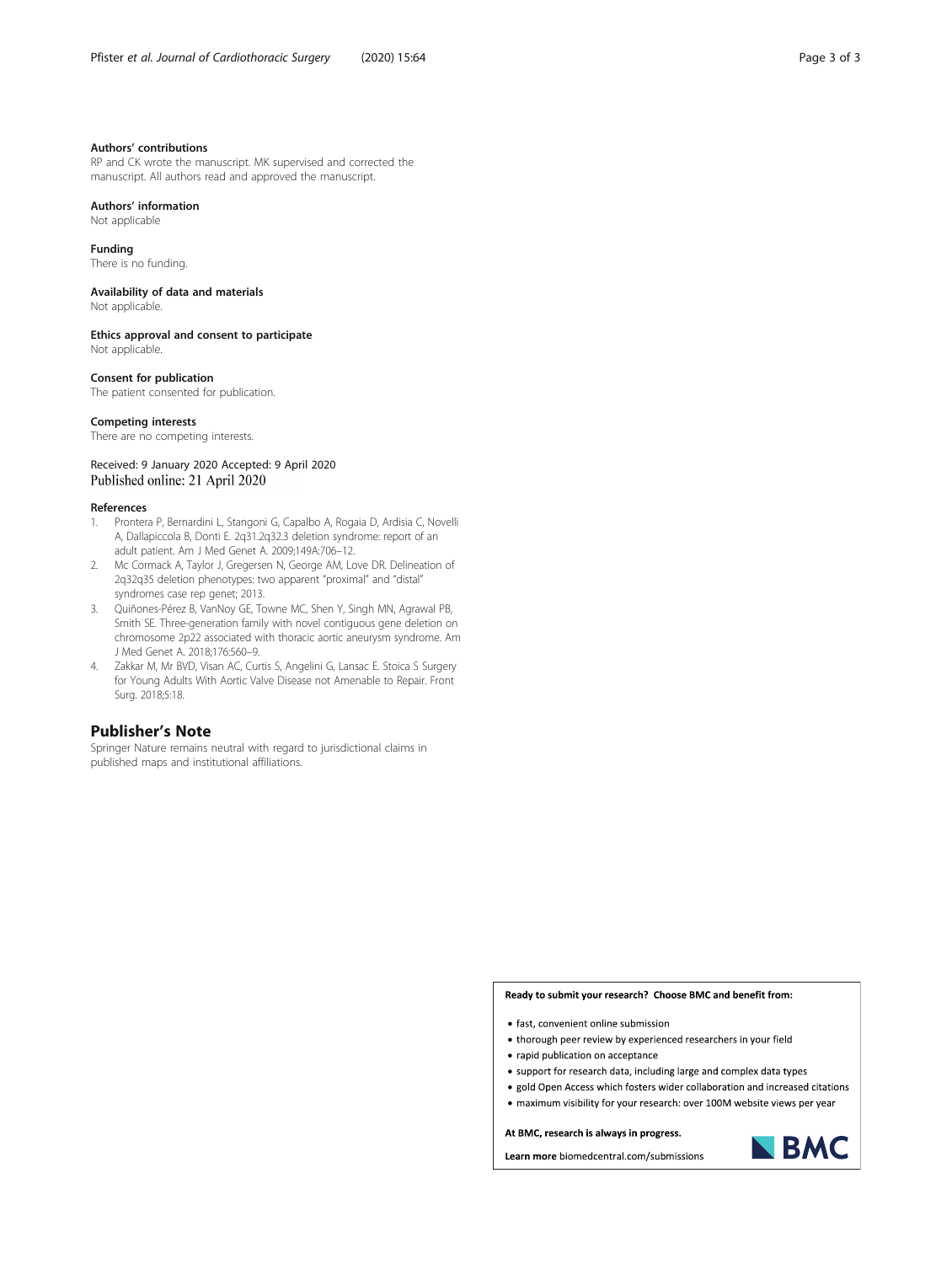### Authors' contributions

RP and CK wrote the manuscript. MK supervised and corrected the manuscript. All authors read and approved the manuscript.

### Authors' information

Not applicable

### Funding

There is no funding.

### Availability of data and materials

Not applicable.

### Ethics approval and consent to participate

Not applicable.

### Consent for publication

The patient consented for publication.

### Competing interests

There are no competing interests.

Received: 9 January 2020 Accepted: 9 April 2020
Published online: 21 April 2020

### References

1. Prontera P, Bernardini L, Stangoni G, Capalbo A, Rogaia D, Ardisia C, Novelli A, Dallapiccola B, Donti E. 2q31.2q32.3 deletion syndrome: report of an adult patient. Am J Med Genet A. 2009;149A:706–12.
2. Mc Cormack A, Taylor J, Gregersen N, George AM, Love DR. Delineation of 2q32q35 deletion phenotypes: two apparent "proximal" and "distal" syndromes case rep genet; 2013.
3. Quiñones-Pérez B, VanNoy GE, Towne MC, Shen Y, Singh MN, Agrawal PB, Smith SE. Three-generation family with novel contiguous gene deletion on chromosome 2p22 associated with thoracic aortic aneurysm syndrome. Am J Med Genet A. 2018;176:560–9.
4. Zakkar M, Mr BVD, Visan AC, Curtis S, Angelini G, Lansac E. Stoica S Surgery for Young Adults With Aortic Valve Disease not Amenable to Repair. Front Surg. 2018;5:18.

## Publisher's Note

Springer Nature remains neutral with regard to jurisdictional claims in published maps and institutional affiliations.

**Ready to submit your research? Choose BMC and benefit from:**

- fast, convenient online submission
- thorough peer review by experienced researchers in your field
- rapid publication on acceptance
- support for research data, including large and complex data types
- gold Open Access which fosters wider collaboration and increased citations
- maximum visibility for your research: over 100M website views per year

**At BMC, research is always in progress.**

**Learn more** biomedcentral.com/submissions

BMC